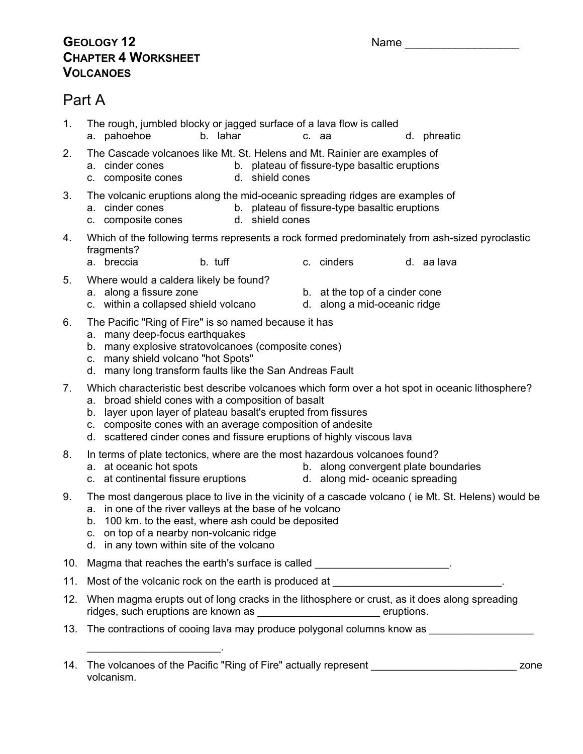**GEOLOGY 12**
**CHAPTER 4 WORKSHEET**
**VOLCANOES**

Name ___________________

# Part A

1. The rough, jumbled blocky or jagged surface of a lava flow is called
   a. pahoehoe b. lahar c. aa d. phreatic

2. The Cascade volcanoes like Mt. St. Helens and Mt. Rainier are examples of
   a. cinder cones
   b. plateau of fissure-type basaltic eruptions
   c. composite cones
   d. shield cones

3. The volcanic eruptions along the mid-oceanic spreading ridges are examples of
   a. cinder cones
   b. plateau of fissure-type basaltic eruptions
   c. composite cones
   d. shield cones

4. Which of the following terms represents a rock formed predominately from ash-sized pyroclastic fragments?
   a. breccia b. tuff c. cinders d. aa lava

5. Where would a caldera likely be found?
   a. along a fissure zone
   b. at the top of a cinder cone
   c. within a collapsed shield volcano
   d. along a mid-oceanic ridge

6. The Pacific "Ring of Fire" is so named because it has
   a. many deep-focus earthquakes
   b. many explosive stratovolcanoes (composite cones)
   c. many shield volcano "hot Spots"
   d. many long transform faults like the San Andreas Fault

7. Which characteristic best describe volcanoes which form over a hot spot in oceanic lithosphere?
   a. broad shield cones with a composition of basalt
   b. layer upon layer of plateau basalt's erupted from fissures
   c. composite cones with an average composition of andesite
   d. scattered cinder cones and fissure eruptions of highly viscous lava

8. In terms of plate tectonics, where are the most hazardous volcanoes found?
   a. at oceanic hot spots
   b. along convergent plate boundaries
   c. at continental fissure eruptions
   d. along mid- oceanic spreading

9. The most dangerous place to live in the vicinity of a cascade volcano ( ie Mt. St. Helens) would be
   a. in one of the river valleys at the base of he volcano
   b. 100 km. to the east, where ash could be deposited
   c. on top of a nearby non-volcanic ridge
   d. in any town within site of the volcano

10. Magma that reaches the earth's surface is called _______________________.

11. Most of the volcanic rock on the earth is produced at ______________________________.

12. When magma erupts out of long cracks in the lithosphere or crust, as it does along spreading ridges, such eruptions are known as _____________________ eruptions.

13. The contractions of cooing lava may produce polygonal columns know as __________________ ________________________.

14. The volcanoes of the Pacific "Ring of Fire" actually represent _________________________ zone volcanism.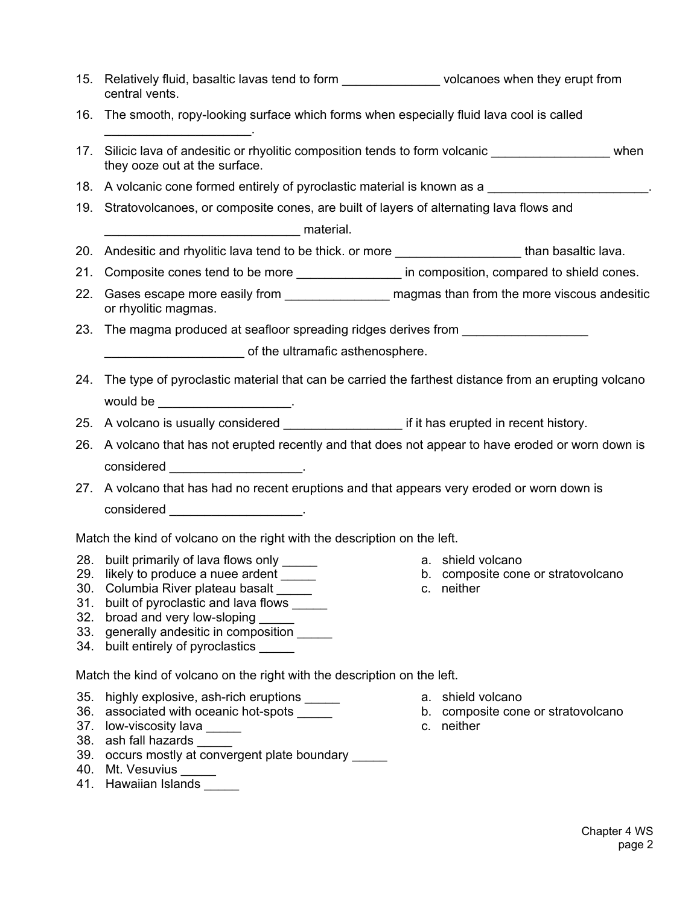15. Relatively fluid, basaltic lavas tend to form ______________ volcanoes when they erupt from central vents.
16. The smooth, ropy-looking surface which forms when especially fluid lava cool is called _____________________.
17. Silicic lava of andesitic or rhyolitic composition tends to form volcanic _________________ when they ooze out at the surface.
18. A volcanic cone formed entirely of pyroclastic material is known as a _______________________.
19. Stratovolcanoes, or composite cones, are built of layers of alternating lava flows and ___________________________ material.
20. Andesitic and rhyolitic lava tend to be thick. or more __________________ than basaltic lava.
21. Composite cones tend to be more _______________ in composition, compared to shield cones.
22. Gases escape more easily from _______________ magmas than from the more viscous andesitic or rhyolitic magmas.
23. The magma produced at seafloor spreading ridges derives from __________________ ____________________ of the ultramafic asthenosphere.
24. The type of pyroclastic material that can be carried the farthest distance from an erupting volcano would be ___________________.
25. A volcano is usually considered _________________ if it has erupted in recent history.
26. A volcano that has not erupted recently and that does not appear to have eroded or worn down is considered ___________________.
27. A volcano that has had no recent eruptions and that appears very eroded or worn down is considered ___________________.

Match the kind of volcano on the right with the description on the left.

28. built primarily of lava flows only _____
29. likely to produce a nuee ardent _____
30. Columbia River plateau basalt _____
31. built of pyroclastic and lava flows _____
32. broad and very low-sloping _____
33. generally andesitic in composition _____
34. built entirely of pyroclastics _____

a. shield volcano
b. composite cone or stratovolcano
c. neither

Match the kind of volcano on the right with the description on the left.

35. highly explosive, ash-rich eruptions _____
36. associated with oceanic hot-spots _____
37. low-viscosity lava _____
38. ash fall hazards _____
39. occurs mostly at convergent plate boundary _____
40. Mt. Vesuvius _____
41. Hawaiian Islands _____

a. shield volcano
b. composite cone or stratovolcano
c. neither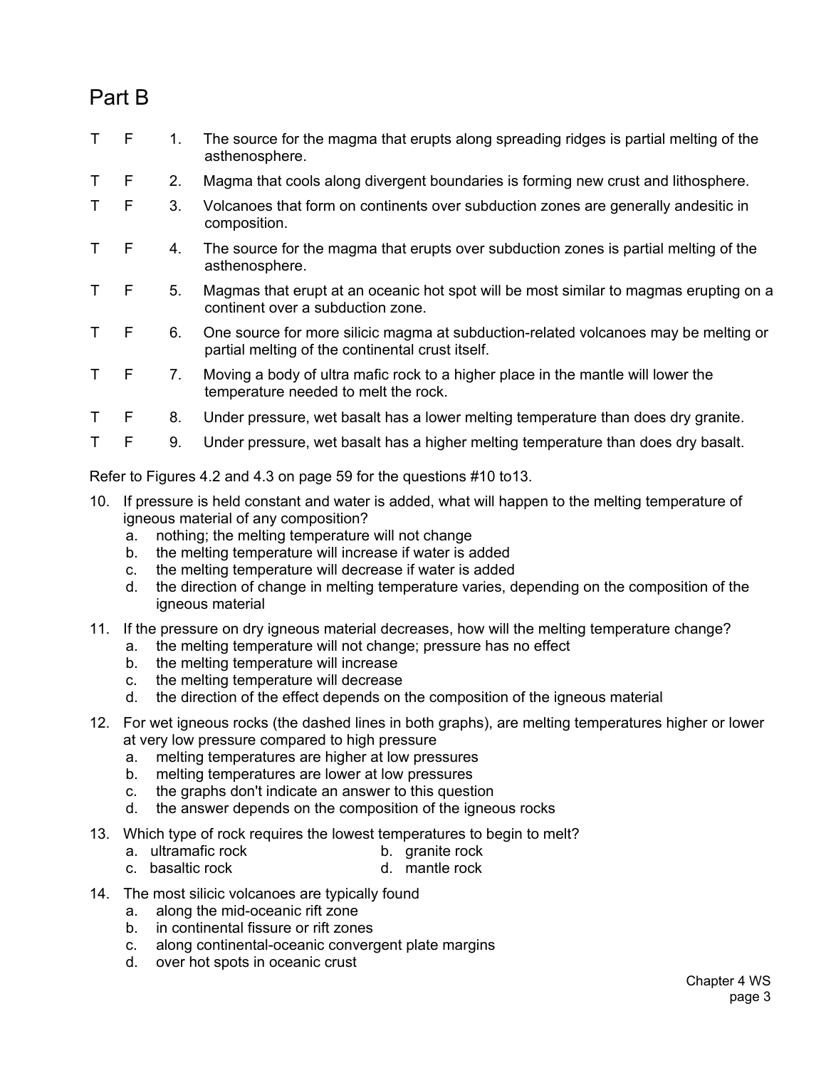## Part B

T F 1. The source for the magma that erupts along spreading ridges is partial melting of the asthenosphere.

T F 2. Magma that cools along divergent boundaries is forming new crust and lithosphere.

T F 3. Volcanoes that form on continents over subduction zones are generally andesitic in composition.

T F 4. The source for the magma that erupts over subduction zones is partial melting of the asthenosphere.

T F 5. Magmas that erupt at an oceanic hot spot will be most similar to magmas erupting on a continent over a subduction zone.

T F 6. One source for more silicic magma at subduction-related volcanoes may be melting or partial melting of the continental crust itself.

T F 7. Moving a body of ultra mafic rock to a higher place in the mantle will lower the temperature needed to melt the rock.

T F 8. Under pressure, wet basalt has a lower melting temperature than does dry granite.

T F 9. Under pressure, wet basalt has a higher melting temperature than does dry basalt.

Refer to Figures 4.2 and 4.3 on page 59 for the questions #10 to13.

10. If pressure is held constant and water is added, what will happen to the melting temperature of igneous material of any composition?
    a. nothing; the melting temperature will not change
    b. the melting temperature will increase if water is added
    c. the melting temperature will decrease if water is added
    d. the direction of change in melting temperature varies, depending on the composition of the igneous material

11. If the pressure on dry igneous material decreases, how will the melting temperature change?
    a. the melting temperature will not change; pressure has no effect
    b. the melting temperature will increase
    c. the melting temperature will decrease
    d. the direction of the effect depends on the composition of the igneous material

12. For wet igneous rocks (the dashed lines in both graphs), are melting temperatures higher or lower at very low pressure compared to high pressure
    a. melting temperatures are higher at low pressures
    b. melting temperatures are lower at low pressures
    c. the graphs don't indicate an answer to this question
    d. the answer depends on the composition of the igneous rocks

13. Which type of rock requires the lowest temperatures to begin to melt?
    a. ultramafic rock
    b. granite rock
    c. basaltic rock
    d. mantle rock

14. The most silicic volcanoes are typically found
    a. along the mid-oceanic rift zone
    b. in continental fissure or rift zones
    c. along continental-oceanic convergent plate margins
    d. over hot spots in oceanic crust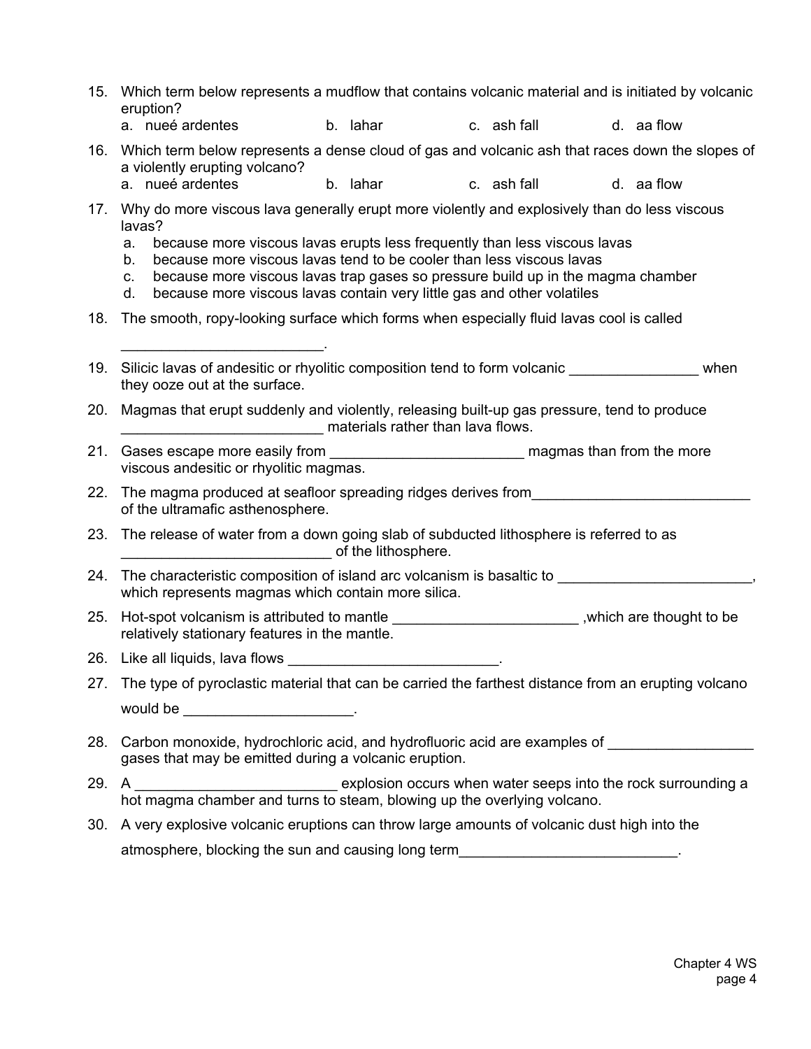15. Which term below represents a mudflow that contains volcanic material and is initiated by volcanic eruption?
    a. nueé ardentes  b. lahar  c. ash fall  d. aa flow

16. Which term below represents a dense cloud of gas and volcanic ash that races down the slopes of a violently erupting volcano?
    a. nueé ardentes  b. lahar  c. ash fall  d. aa flow

17. Why do more viscous lava generally erupt more violently and explosively than do less viscous lavas?
    a. because more viscous lavas erupts less frequently than less viscous lavas
    b. because more viscous lavas tend to be cooler than less viscous lavas
    c. because more viscous lavas trap gases so pressure build up in the magma chamber
    d. because more viscous lavas contain very little gas and other volatiles

18. The smooth, ropy-looking surface which forms when especially fluid lavas cool is called ________________________.

19. Silicic lavas of andesitic or rhyolitic composition tend to form volcanic ________________ when they ooze out at the surface.

20. Magmas that erupt suddenly and violently, releasing built-up gas pressure, tend to produce ________________________ materials rather than lava flows.

21. Gases escape more easily from ________________________ magmas than from the more viscous andesitic or rhyolitic magmas.

22. The magma produced at seafloor spreading ridges derives from___________________________ of the ultramafic asthenosphere.

23. The release of water from a down going slab of subducted lithosphere is referred to as __________________________ of the lithosphere.

24. The characteristic composition of island arc volcanism is basaltic to ________________________, which represents magmas which contain more silica.

25. Hot-spot volcanism is attributed to mantle _______________________ ,which are thought to be relatively stationary features in the mantle.

26. Like all liquids, lava flows __________________________.

27. The type of pyroclastic material that can be carried the farthest distance from an erupting volcano would be ____________________.

28. Carbon monoxide, hydrochloric acid, and hydrofluoric acid are examples of __________________ gases that may be emitted during a volcanic eruption.

29. A ________________________ explosion occurs when water seeps into the rock surrounding a hot magma chamber and turns to steam, blowing up the overlying volcano.

30. A very explosive volcanic eruptions can throw large amounts of volcanic dust high into the atmosphere, blocking the sun and causing long term___________________________.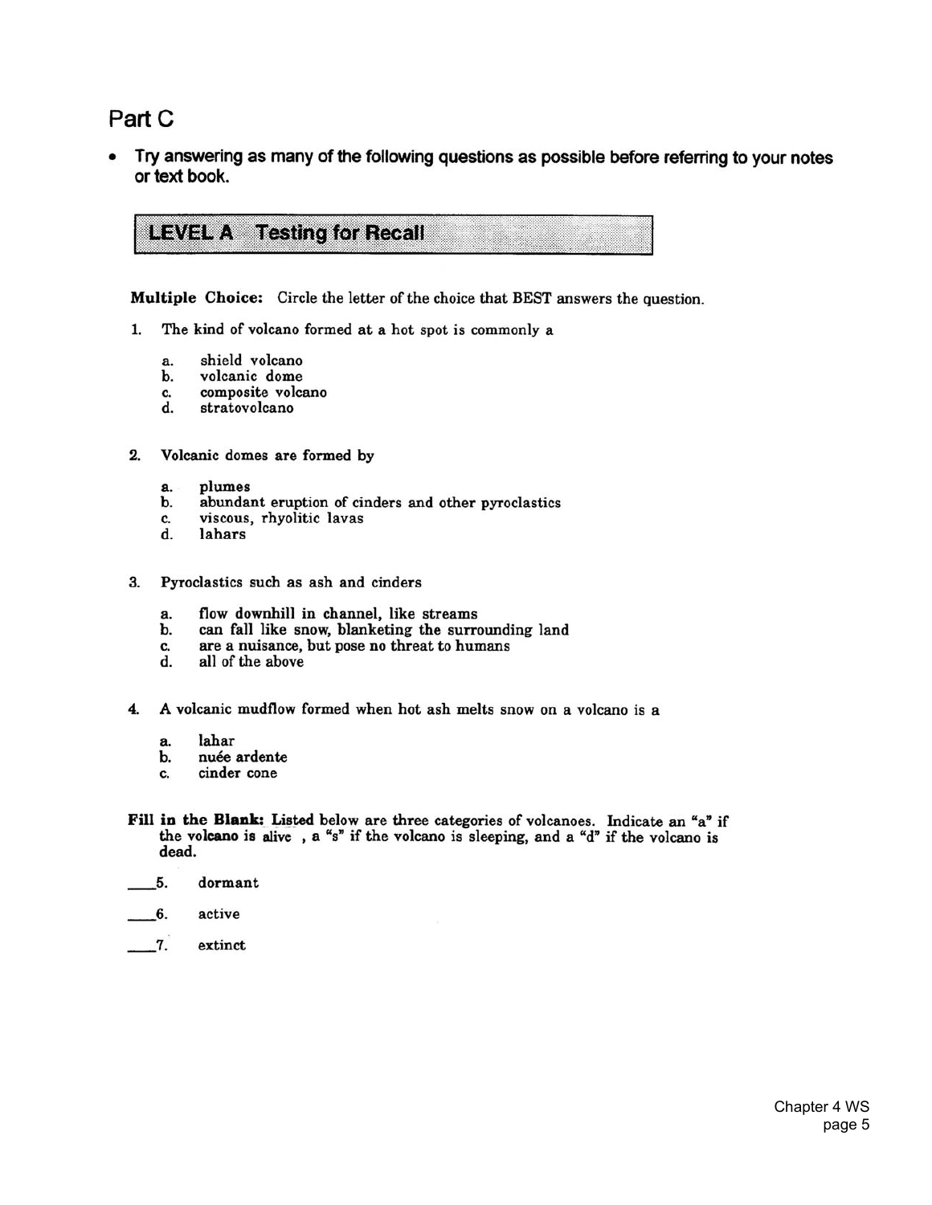## Part C

- **Try answering as many of the following questions as possible before referring to your notes or text book.**

### LEVEL A Testing for Recall

**Multiple Choice:** Circle the letter of the choice that BEST answers the question.

1. The kind of volcano formed at a hot spot is commonly a

   a. shield volcano
   b. volcanic dome
   c. composite volcano
   d. stratovolcano

2. Volcanic domes are formed by

   a. plumes
   b. abundant eruption of cinders and other pyroclastics
   c. viscous, rhyolitic lavas
   d. lahars

3. Pyroclastics such as ash and cinders

   a. flow downhill in channel, like streams
   b. can fall like snow, blanketing the surrounding land
   c. are a nuisance, but pose no threat to humans
   d. all of the above

4. A volcanic mudflow formed when hot ash melts snow on a volcano is a

   a. lahar
   b. nuée ardente
   c. cinder cone

**Fill in the Blank:** Listed below are three categories of volcanoes. Indicate an "a" if the volcano is alive , a "s" if the volcano is sleeping, and a "d" if the volcano is dead.

____5. dormant

____6. active

____7. extinct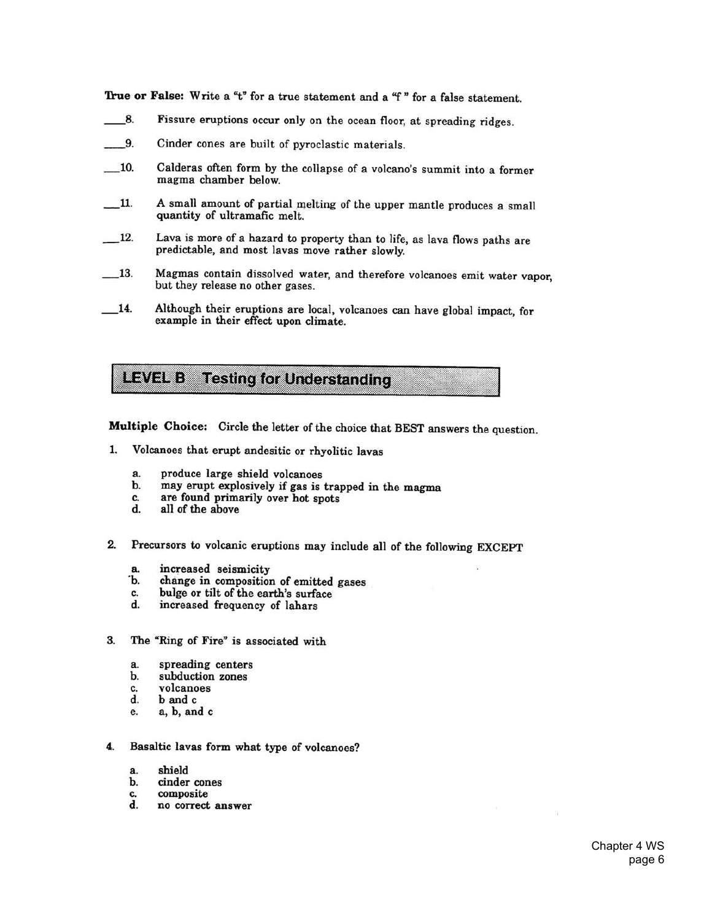**True or False:** Write a "t" for a true statement and a "f" for a false statement.

\_\_\_\_8. Fissure eruptions occur only on the ocean floor, at spreading ridges.

\_\_\_\_9. Cinder cones are built of pyroclastic materials.

\_\_\_10. Calderas often form by the collapse of a volcano's summit into a former magma chamber below.

\_\_\_11. A small amount of partial melting of the upper mantle produces a small quantity of ultramafic melt.

\_\_\_12. Lava is more of a hazard to property than to life, as lava flows paths are predictable, and most lavas move rather slowly.

\_\_\_13. Magmas contain dissolved water, and therefore volcanoes emit water vapor, but they release no other gases.

\_\_\_14. Although their eruptions are local, volcanoes can have global impact, for example in their effect upon climate.

## LEVEL B Testing for Understanding

**Multiple Choice:** Circle the letter of the choice that BEST answers the question.

1. Volcanoes that erupt andesitic or rhyolitic lavas

   a. produce large shield volcanoes
   b. may erupt explosively if gas is trapped in the magma
   c. are found primarily over hot spots
   d. all of the above

2. Precursors to volcanic eruptions may include all of the following EXCEPT

   a. increased seismicity
   b. change in composition of emitted gases
   c. bulge or tilt of the earth's surface
   d. increased frequency of lahars

3. The "Ring of Fire" is associated with

   a. spreading centers
   b. subduction zones
   c. volcanoes
   d. b and c
   e. a, b, and c

4. Basaltic lavas form what type of volcanoes?

   a. shield
   b. cinder cones
   c. composite
   d. no correct answer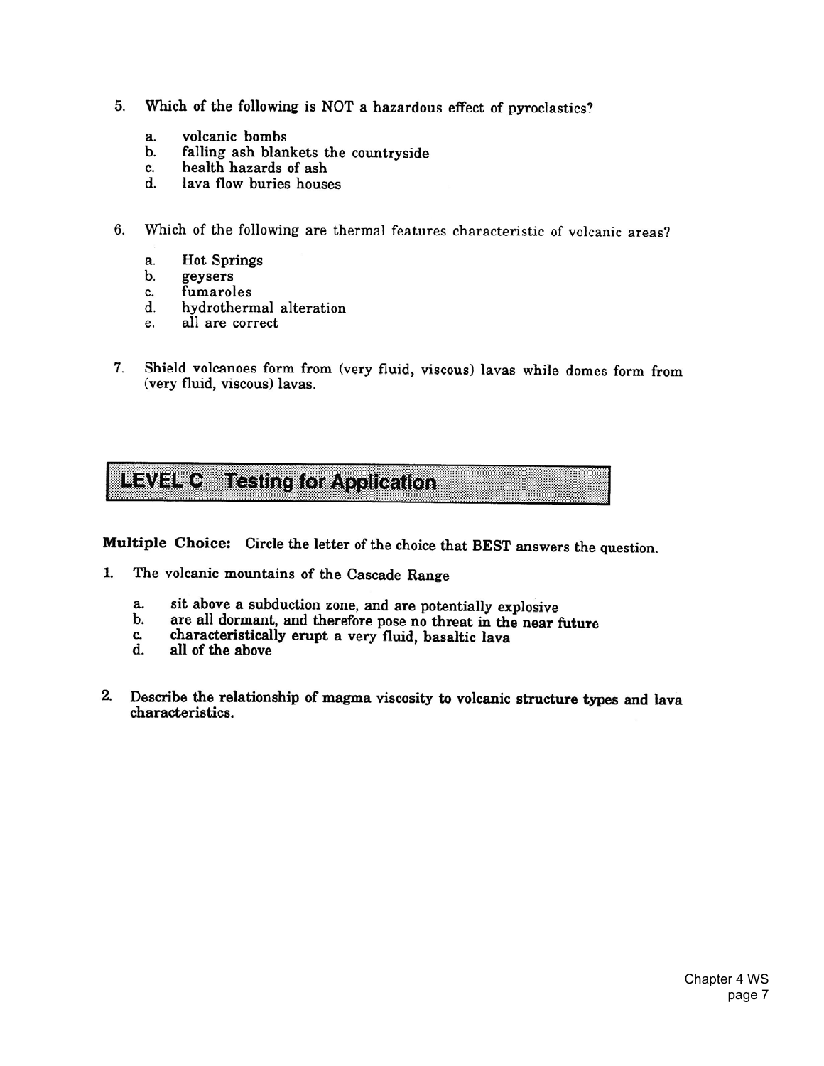5. Which of the following is NOT a hazardous effect of pyroclastics?

   a. volcanic bombs
   b. falling ash blankets the countryside
   c. health hazards of ash
   d. lava flow buries houses

6. Which of the following are thermal features characteristic of volcanic areas?

   a. Hot Springs
   b. geysers
   c. fumaroles
   d. hydrothermal alteration
   e. all are correct

7. Shield volcanoes form from (very fluid, viscous) lavas while domes form from (very fluid, viscous) lavas.

## LEVEL C Testing for Application

**Multiple Choice:** Circle the letter of the choice that BEST answers the question.

1. The volcanic mountains of the Cascade Range

   a. sit above a subduction zone, and are potentially explosive
   b. are all dormant, and therefore pose no threat in the near future
   c. characteristically erupt a very fluid, basaltic lava
   d. all of the above

2. **Describe the relationship of magma viscosity to volcanic structure types and lava characteristics.**